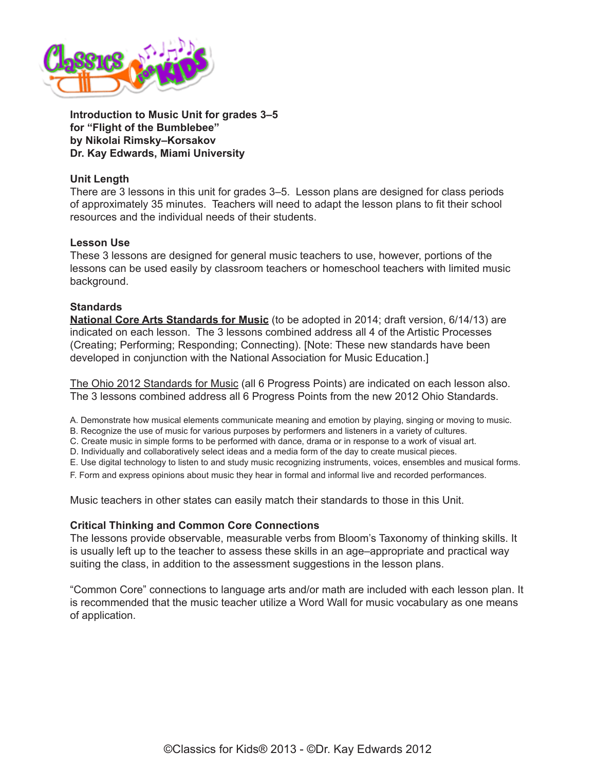**Introduction to Music Unit for grades 3–5**
**for "Flight of the Bumblebee"**
**by Nikolai Rimsky–Korsakov**
**Dr. Kay Edwards, Miami University**

### Unit Length

There are 3 lessons in this unit for grades 3–5. Lesson plans are designed for class periods of approximately 35 minutes. Teachers will need to adapt the lesson plans to fit their school resources and the individual needs of their students.

### Lesson Use

These 3 lessons are designed for general music teachers to use, however, portions of the lessons can be used easily by classroom teachers or homeschool teachers with limited music background.

### Standards

**National Core Arts Standards for Music** (to be adopted in 2014; draft version, 6/14/13) are indicated on each lesson. The 3 lessons combined address all 4 of the Artistic Processes (Creating; Performing; Responding; Connecting). [Note: These new standards have been developed in conjunction with the National Association for Music Education.]

The Ohio 2012 Standards for Music (all 6 Progress Points) are indicated on each lesson also. The 3 lessons combined address all 6 Progress Points from the new 2012 Ohio Standards.

A. Demonstrate how musical elements communicate meaning and emotion by playing, singing or moving to music.
B. Recognize the use of music for various purposes by performers and listeners in a variety of cultures.
C. Create music in simple forms to be performed with dance, drama or in response to a work of visual art.
D. Individually and collaboratively select ideas and a media form of the day to create musical pieces.
E. Use digital technology to listen to and study music recognizing instruments, voices, ensembles and musical forms.
F. Form and express opinions about music they hear in formal and informal live and recorded performances.

Music teachers in other states can easily match their standards to those in this Unit.

### Critical Thinking and Common Core Connections

The lessons provide observable, measurable verbs from Bloom's Taxonomy of thinking skills. It is usually left up to the teacher to assess these skills in an age–appropriate and practical way suiting the class, in addition to the assessment suggestions in the lesson plans.

"Common Core" connections to language arts and/or math are included with each lesson plan. It is recommended that the music teacher utilize a Word Wall for music vocabulary as one means of application.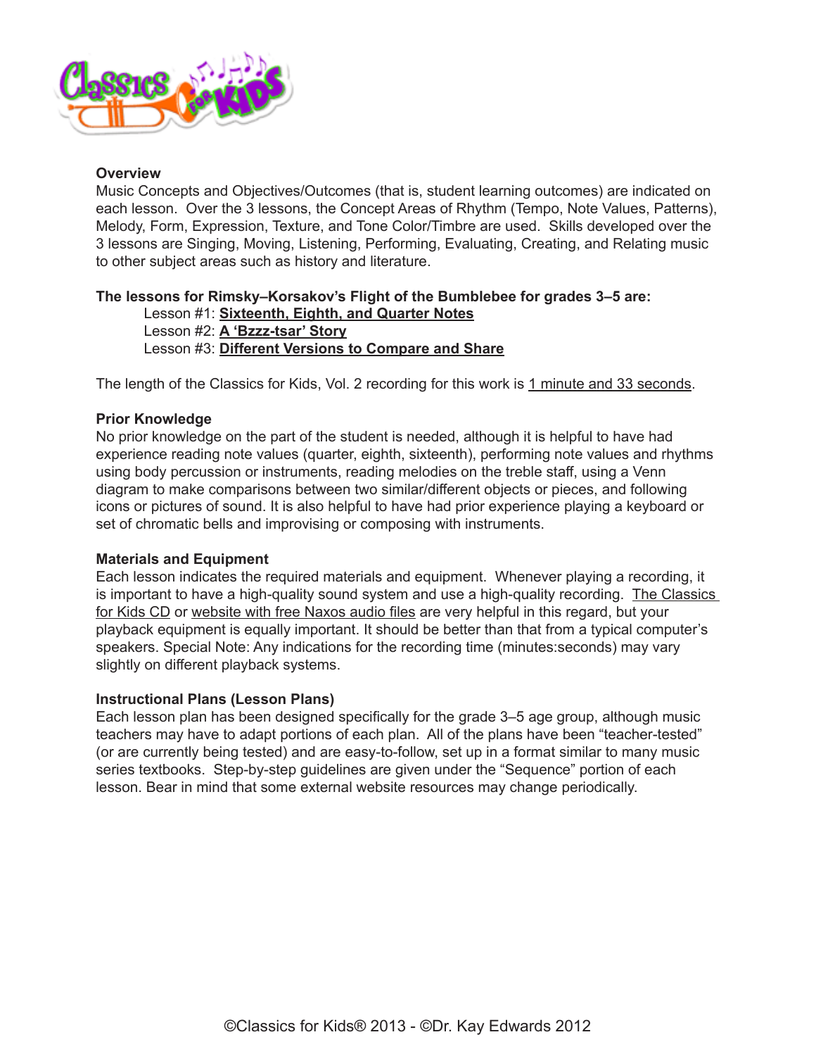**Overview**

Music Concepts and Objectives/Outcomes (that is, student learning outcomes) are indicated on each lesson. Over the 3 lessons, the Concept Areas of Rhythm (Tempo, Note Values, Patterns), Melody, Form, Expression, Texture, and Tone Color/Timbre are used. Skills developed over the 3 lessons are Singing, Moving, Listening, Performing, Evaluating, Creating, and Relating music to other subject areas such as history and literature.

**The lessons for Rimsky–Korsakov's Flight of the Bumblebee for grades 3–5 are:**

Lesson #1: **Sixteenth, Eighth, and Quarter Notes**
Lesson #2: **A 'Bzzz-tsar' Story**
Lesson #3: **Different Versions to Compare and Share**

The length of the Classics for Kids, Vol. 2 recording for this work is 1 minute and 33 seconds.

**Prior Knowledge**

No prior knowledge on the part of the student is needed, although it is helpful to have had experience reading note values (quarter, eighth, sixteenth), performing note values and rhythms using body percussion or instruments, reading melodies on the treble staff, using a Venn diagram to make comparisons between two similar/different objects or pieces, and following icons or pictures of sound. It is also helpful to have had prior experience playing a keyboard or set of chromatic bells and improvising or composing with instruments.

**Materials and Equipment**

Each lesson indicates the required materials and equipment. Whenever playing a recording, it is important to have a high-quality sound system and use a high-quality recording. The Classics for Kids CD or website with free Naxos audio files are very helpful in this regard, but your playback equipment is equally important. It should be better than that from a typical computer's speakers. Special Note: Any indications for the recording time (minutes:seconds) may vary slightly on different playback systems.

**Instructional Plans (Lesson Plans)**

Each lesson plan has been designed specifically for the grade 3–5 age group, although music teachers may have to adapt portions of each plan. All of the plans have been "teacher-tested" (or are currently being tested) and are easy-to-follow, set up in a format similar to many music series textbooks. Step-by-step guidelines are given under the "Sequence" portion of each lesson. Bear in mind that some external website resources may change periodically.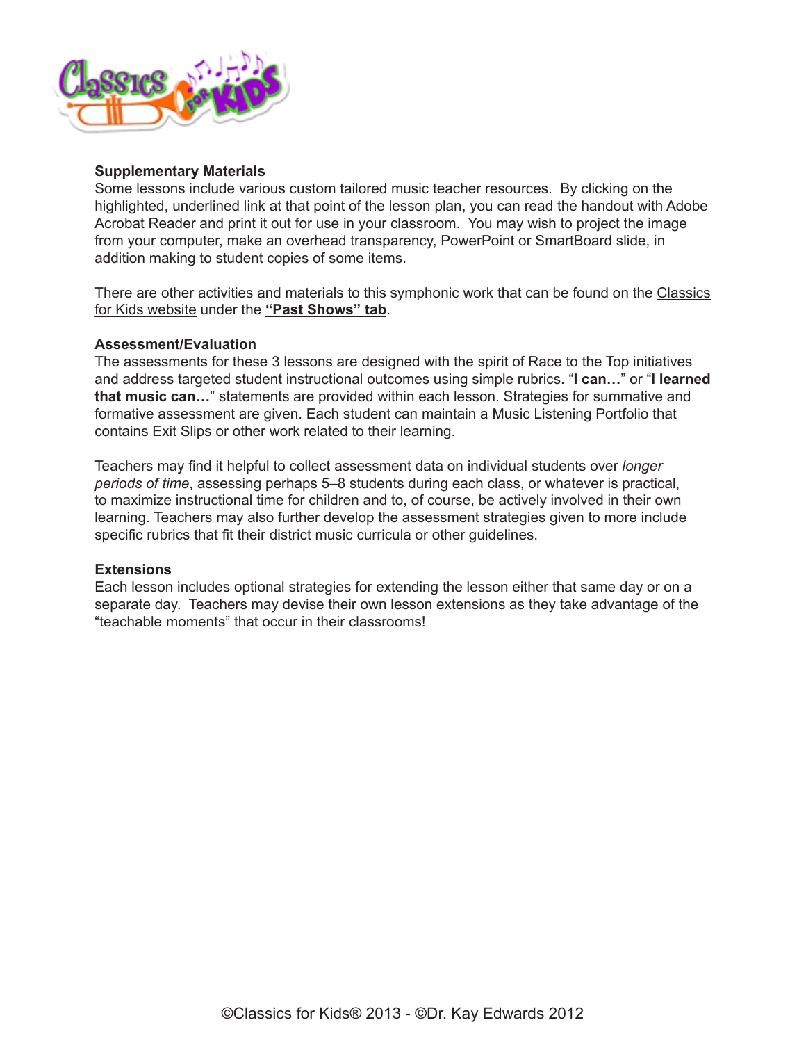**Supplementary Materials**
Some lessons include various custom tailored music teacher resources. By clicking on the highlighted, underlined link at that point of the lesson plan, you can read the handout with Adobe Acrobat Reader and print it out for use in your classroom. You may wish to project the image from your computer, make an overhead transparency, PowerPoint or SmartBoard slide, in addition making to student copies of some items.

There are other activities and materials to this symphonic work that can be found on the Classics for Kids website under the **"Past Shows" tab**.

**Assessment/Evaluation**
The assessments for these 3 lessons are designed with the spirit of Race to the Top initiatives and address targeted student instructional outcomes using simple rubrics. "**I can…**" or "**I learned that music can…**" statements are provided within each lesson. Strategies for summative and formative assessment are given. Each student can maintain a Music Listening Portfolio that contains Exit Slips or other work related to their learning.

Teachers may find it helpful to collect assessment data on individual students over *longer periods of time*, assessing perhaps 5–8 students during each class, or whatever is practical, to maximize instructional time for children and to, of course, be actively involved in their own learning. Teachers may also further develop the assessment strategies given to more include specific rubrics that fit their district music curricula or other guidelines.

**Extensions**
Each lesson includes optional strategies for extending the lesson either that same day or on a separate day. Teachers may devise their own lesson extensions as they take advantage of the "teachable moments" that occur in their classrooms!

©Classics for Kids® 2013 - ©Dr. Kay Edwards 2012